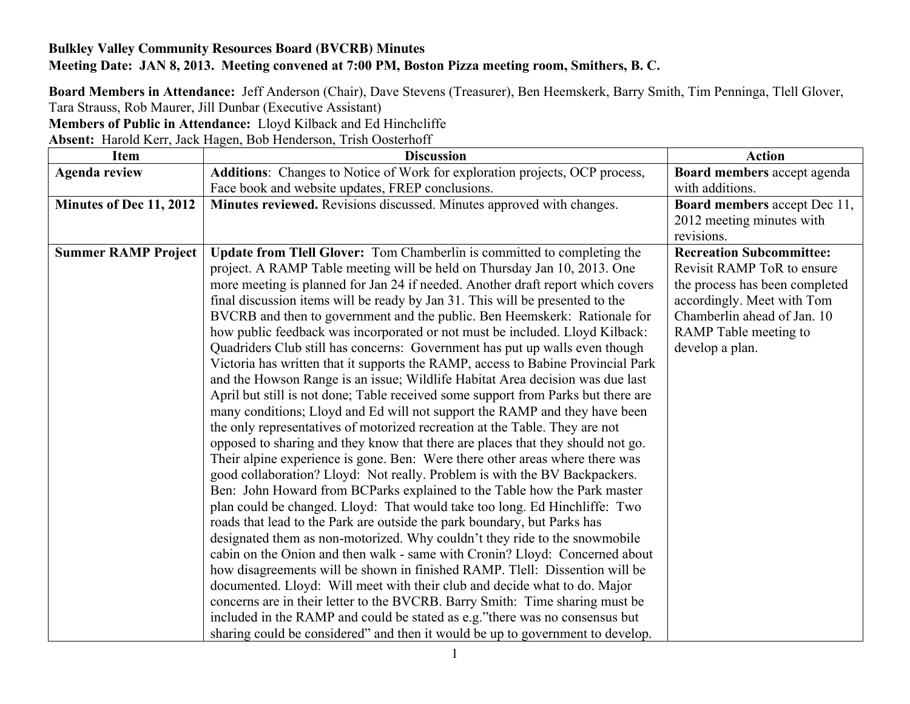**Bulkley Valley Community Resources Board (BVCRB) Minutes**
**Meeting Date: JAN 8, 2013. Meeting convened at 7:00 PM, Boston Pizza meeting room, Smithers, B. C.**

**Board Members in Attendance:** Jeff Anderson (Chair), Dave Stevens (Treasurer), Ben Heemskerk, Barry Smith, Tim Penninga, Tlell Glover, Tara Strauss, Rob Maurer, Jill Dunbar (Executive Assistant)
**Members of Public in Attendance:** Lloyd Kilback and Ed Hinchcliffe
**Absent:** Harold Kerr, Jack Hagen, Bob Henderson, Trish Oosterhoff

| Item | Discussion | Action |
|---|---|---|
| **Agenda review** | **Additions**: Changes to Notice of Work for exploration projects, OCP process, Face book and website updates, FREP conclusions. | **Board members** accept agenda with additions. |
| **Minutes of Dec 11, 2012** | **Minutes reviewed.** Revisions discussed. Minutes approved with changes. | **Board members** accept Dec 11, 2012 meeting minutes with revisions. |
| **Summer RAMP Project** | **Update from Tlell Glover:** Tom Chamberlin is committed to completing the project. A RAMP Table meeting will be held on Thursday Jan 10, 2013. One more meeting is planned for Jan 24 if needed. Another draft report which covers final discussion items will be ready by Jan 31. This will be presented to the BVCRB and then to government and the public. Ben Heemskerk: Rationale for how public feedback was incorporated or not must be included. Lloyd Kilback: Quadriders Club still has concerns: Government has put up walls even though Victoria has written that it supports the RAMP, access to Babine Provincial Park and the Howson Range is an issue; Wildlife Habitat Area decision was due last April but still is not done; Table received some support from Parks but there are many conditions; Lloyd and Ed will not support the RAMP and they have been the only representatives of motorized recreation at the Table. They are not opposed to sharing and they know that there are places that they should not go. Their alpine experience is gone. Ben: Were there other areas where there was good collaboration? Lloyd: Not really. Problem is with the BV Backpackers. Ben: John Howard from BCParks explained to the Table how the Park master plan could be changed. Lloyd: That would take too long. Ed Hinchliffe: Two roads that lead to the Park are outside the park boundary, but Parks has designated them as non-motorized. Why couldn't they ride to the snowmobile cabin on the Onion and then walk - same with Cronin? Lloyd: Concerned about how disagreements will be shown in finished RAMP. Tlell: Dissention will be documented. Lloyd: Will meet with their club and decide what to do. Major concerns are in their letter to the BVCRB. Barry Smith: Time sharing must be included in the RAMP and could be stated as e.g."there was no consensus but sharing could be considered" and then it would be up to government to develop. | **Recreation Subcommittee:** Revisit RAMP ToR to ensure the process has been completed accordingly. Meet with Tom Chamberlin ahead of Jan. 10 RAMP Table meeting to develop a plan. |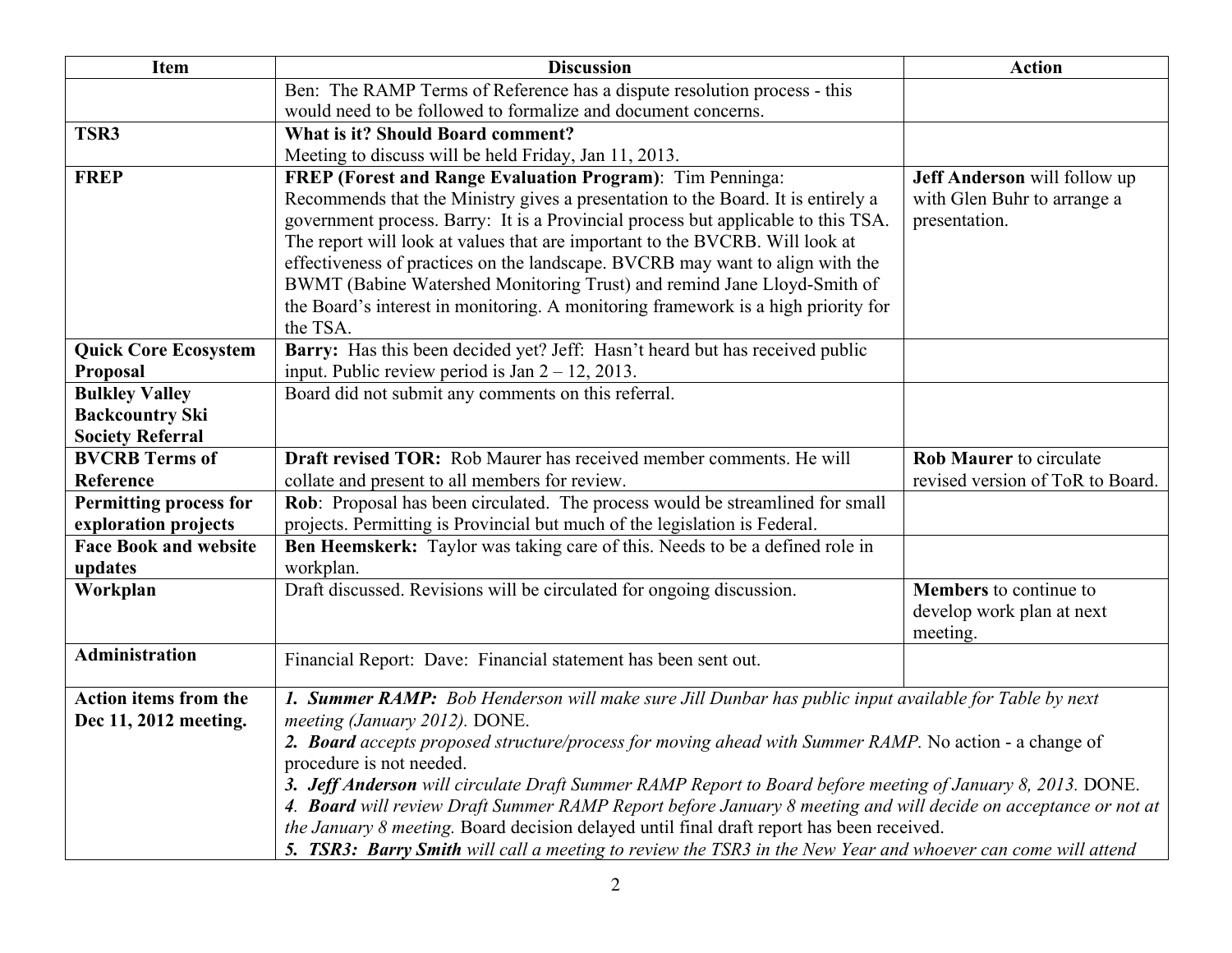| Item | Discussion | Action |
|---|---|---|
| | Ben: The RAMP Terms of Reference has a dispute resolution process - this would need to be followed to formalize and document concerns. | |
| **TSR3** | **What is it? Should Board comment?** Meeting to discuss will be held Friday, Jan 11, 2013. | |
| **FREP** | **FREP (Forest and Range Evaluation Program)**: Tim Penninga: Recommends that the Ministry gives a presentation to the Board. It is entirely a government process. Barry: It is a Provincial process but applicable to this TSA. The report will look at values that are important to the BVCRB. Will look at effectiveness of practices on the landscape. BVCRB may want to align with the BWMT (Babine Watershed Monitoring Trust) and remind Jane Lloyd-Smith of the Board's interest in monitoring. A monitoring framework is a high priority for the TSA. | **Jeff Anderson** will follow up with Glen Buhr to arrange a presentation. |
| **Quick Core Ecosystem Proposal** | **Barry:** Has this been decided yet? Jeff: Hasn't heard but has received public input. Public review period is Jan 2 – 12, 2013. | |
| **Bulkley Valley Backcountry Ski Society Referral** | Board did not submit any comments on this referral. | |
| **BVCRB Terms of Reference** | **Draft revised TOR:** Rob Maurer has received member comments. He will collate and present to all members for review. | **Rob Maurer** to circulate revised version of ToR to Board. |
| **Permitting process for exploration projects** | **Rob**: Proposal has been circulated. The process would be streamlined for small projects. Permitting is Provincial but much of the legislation is Federal. | |
| **Face Book and website updates** | **Ben Heemskerk:** Taylor was taking care of this. Needs to be a defined role in workplan. | |
| **Workplan** | Draft discussed. Revisions will be circulated for ongoing discussion. | **Members** to continue to develop work plan at next meeting. |
| **Administration** | Financial Report: Dave: Financial statement has been sent out. | |
| **Action items from the Dec 11, 2012 meeting.** | *1. **Summer RAMP:** Bob Henderson will make sure Jill Dunbar has public input available for Table by next meeting (January 2012).* DONE. *2. **Board** accepts proposed structure/process for moving ahead with Summer RAMP.* No action - a change of procedure is not needed. *3. **Jeff Anderson** will circulate Draft Summer RAMP Report to Board before meeting of January 8, 2013.* DONE. *4. **Board** will review Draft Summer RAMP Report before January 8 meeting and will decide on acceptance or not at the January 8 meeting.* Board decision delayed until final draft report has been received. *5. **TSR3: Barry Smith** will call a meeting to review the TSR3 in the New Year and whoever can come will attend* | |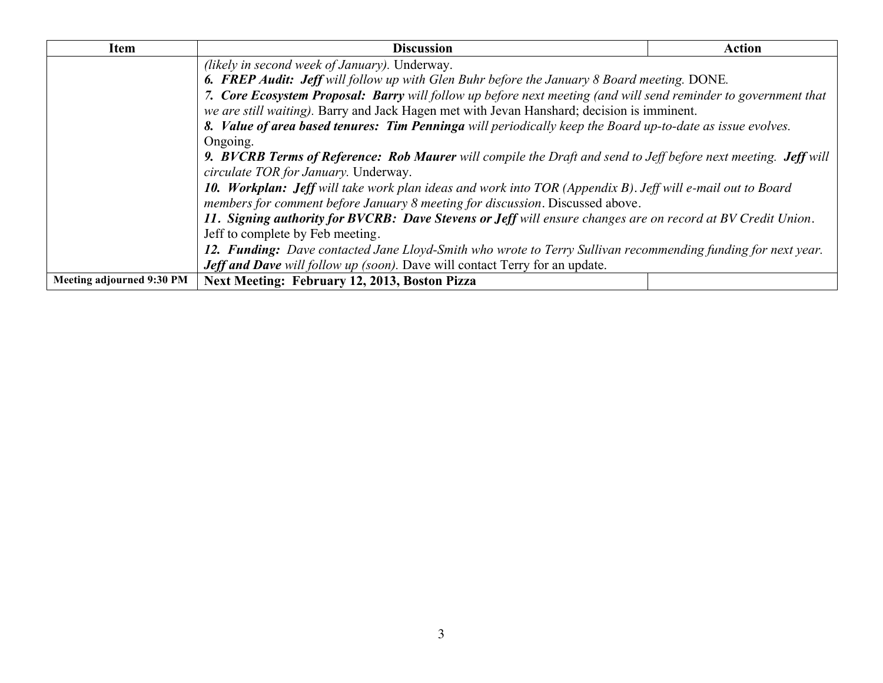| Item | Discussion | Action |
|---|---|---|
| | *(likely in second week of January).* Underway.<br>***6. FREP Audit: Jeff*** *will follow up with Glen Buhr before the January 8 Board meeting.* DONE.<br>***7. Core Ecosystem Proposal: Barry*** *will follow up before next meeting (and will send reminder to government that we are still waiting).* Barry and Jack Hagen met with Jevan Hanshard; decision is imminent.<br>***8. Value of area based tenures: Tim Penninga*** *will periodically keep the Board up-to-date as issue evolves.* Ongoing.<br>***9. BVCRB Terms of Reference: Rob Maurer*** *will compile the Draft and send to Jeff before next meeting.* ***Jeff*** *will circulate TOR for January.* Underway.<br>***10. Workplan: Jeff*** *will take work plan ideas and work into TOR (Appendix B). Jeff will e-mail out to Board members for comment before January 8 meeting for discussion*. Discussed above.<br>***11. Signing authority for BVCRB: Dave Stevens or Jeff*** *will ensure changes are on record at BV Credit Union*. Jeff to complete by Feb meeting.<br>***12. Funding:*** *Dave contacted Jane Lloyd-Smith who wrote to Terry Sullivan recommending funding for next year.* ***Jeff and Dave*** *will follow up (soon).* Dave will contact Terry for an update. | |
| **Meeting adjourned 9:30 PM** | **Next Meeting: February 12, 2013, Boston Pizza** | |